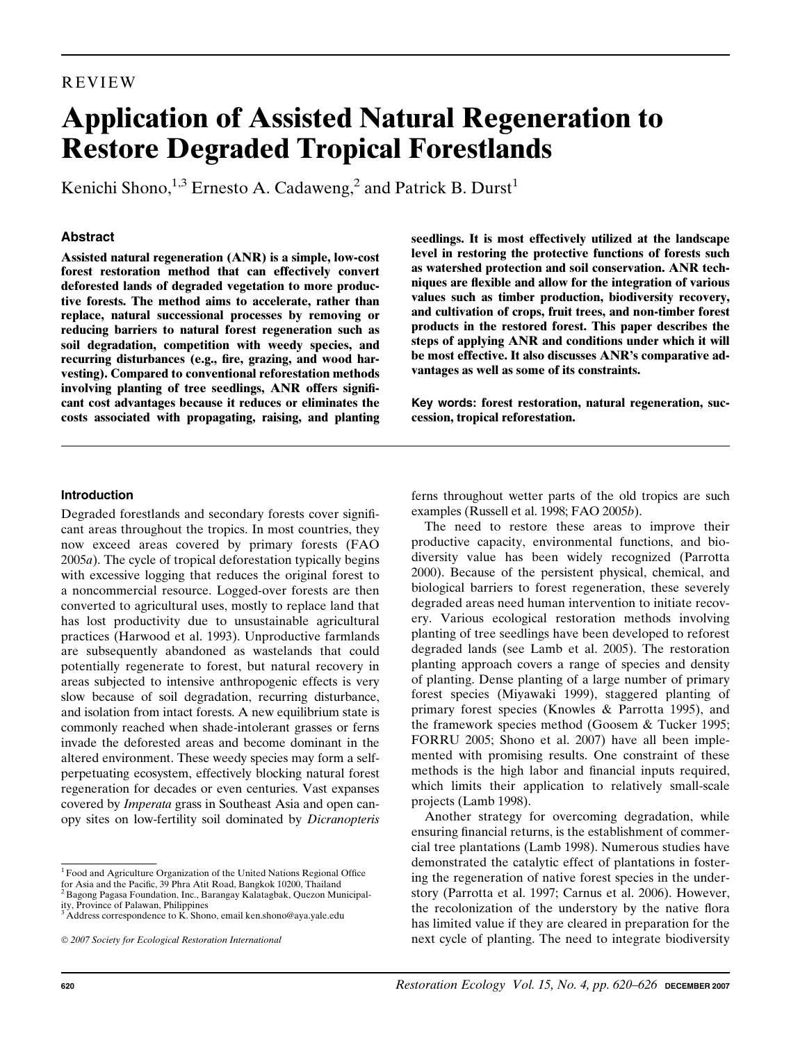REVIEW

# Application of Assisted Natural Regeneration to Restore Degraded Tropical Forestlands

Kenichi Shono,[1,3] Ernesto A. Cadaweng,[2] and Patrick B. Durst[1]

## Abstract

**Assisted natural regeneration (ANR) is a simple, low-cost forest restoration method that can effectively convert deforested lands of degraded vegetation to more productive forests. The method aims to accelerate, rather than replace, natural successional processes by removing or reducing barriers to natural forest regeneration such as soil degradation, competition with weedy species, and recurring disturbances (e.g., fire, grazing, and wood harvesting). Compared to conventional reforestation methods involving planting of tree seedlings, ANR offers significant cost advantages because it reduces or eliminates the costs associated with propagating, raising, and planting seedlings. It is most effectively utilized at the landscape level in restoring the protective functions of forests such as watershed protection and soil conservation. ANR techniques are flexible and allow for the integration of various values such as timber production, biodiversity recovery, and cultivation of crops, fruit trees, and non-timber forest products in the restored forest. This paper describes the steps of applying ANR and conditions under which it will be most effective. It also discusses ANR's comparative advantages as well as some of its constraints.**

**Key words:** forest restoration, natural regeneration, succession, tropical reforestation.

## Introduction

Degraded forestlands and secondary forests cover significant areas throughout the tropics. In most countries, they now exceed areas covered by primary forests (FAO 2005*a*). The cycle of tropical deforestation typically begins with excessive logging that reduces the original forest to a noncommercial resource. Logged-over forests are then converted to agricultural uses, mostly to replace land that has lost productivity due to unsustainable agricultural practices (Harwood et al. 1993). Unproductive farmlands are subsequently abandoned as wastelands that could potentially regenerate to forest, but natural recovery in areas subjected to intensive anthropogenic effects is very slow because of soil degradation, recurring disturbance, and isolation from intact forests. A new equilibrium state is commonly reached when shade-intolerant grasses or ferns invade the deforested areas and become dominant in the altered environment. These weedy species may form a self-perpetuating ecosystem, effectively blocking natural forest regeneration for decades or even centuries. Vast expanses covered by *Imperata* grass in Southeast Asia and open canopy sites on low-fertility soil dominated by *Dicranopteris* ferns throughout wetter parts of the old tropics are such examples (Russell et al. 1998; FAO 2005*b*).

The need to restore these areas to improve their productive capacity, environmental functions, and biodiversity value has been widely recognized (Parrotta 2000). Because of the persistent physical, chemical, and biological barriers to forest regeneration, these severely degraded areas need human intervention to initiate recovery. Various ecological restoration methods involving planting of tree seedlings have been developed to reforest degraded lands (see Lamb et al. 2005). The restoration planting approach covers a range of species and density of planting. Dense planting of a large number of primary forest species (Miyawaki 1999), staggered planting of primary forest species (Knowles & Parrotta 1995), and the framework species method (Goosem & Tucker 1995; FORRU 2005; Shono et al. 2007) have all been implemented with promising results. One constraint of these methods is the high labor and financial inputs required, which limits their application to relatively small-scale projects (Lamb 1998).

Another strategy for overcoming degradation, while ensuring financial returns, is the establishment of commercial tree plantations (Lamb 1998). Numerous studies have demonstrated the catalytic effect of plantations in fostering the regeneration of native forest species in the understory (Parrotta et al. 1997; Carnus et al. 2006). However, the recolonization of the understory by the native flora has limited value if they are cleared in preparation for the next cycle of planting. The need to integrate biodiversity

---

[1] Food and Agriculture Organization of the United Nations Regional Office for Asia and the Pacific, 39 Phra Atit Road, Bangkok 10200, Thailand
[2] Bagong Pagasa Foundation, Inc., Barangay Kalatagbak, Quezon Municipality, Province of Palawan, Philippines
[3] Address correspondence to K. Shono, email ken.shono@aya.yale.edu

© 2007 Society for Ecological Restoration International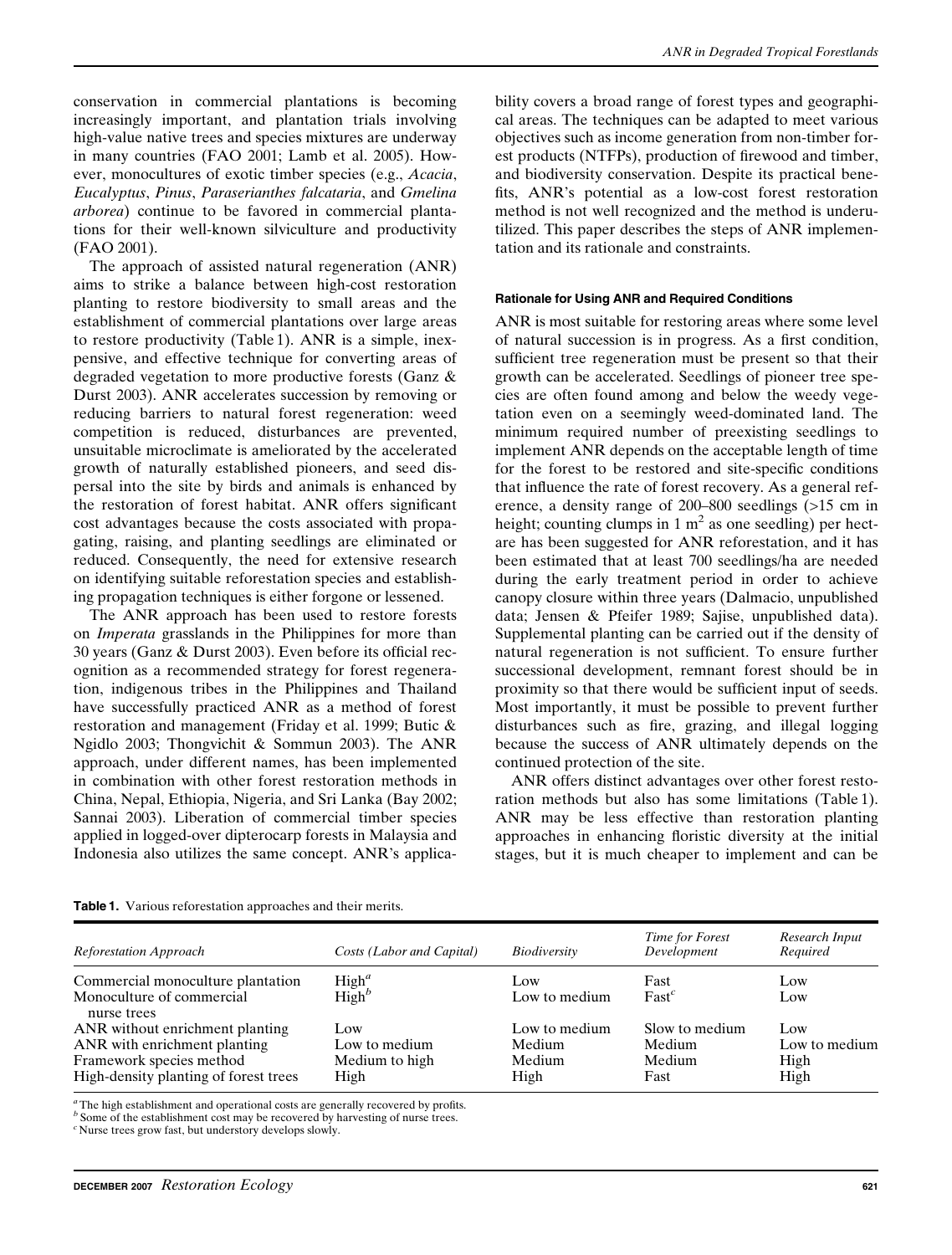conservation in commercial plantations is becoming increasingly important, and plantation trials involving high-value native trees and species mixtures are underway in many countries (FAO 2001; Lamb et al. 2005). However, monocultures of exotic timber species (e.g., *Acacia*, *Eucalyptus*, *Pinus*, *Paraserianthes falcataria*, and *Gmelina arborea*) continue to be favored in commercial plantations for their well-known silviculture and productivity (FAO 2001).

The approach of assisted natural regeneration (ANR) aims to strike a balance between high-cost restoration planting to restore biodiversity to small areas and the establishment of commercial plantations over large areas to restore productivity (Table 1). ANR is a simple, inexpensive, and effective technique for converting areas of degraded vegetation to more productive forests (Ganz & Durst 2003). ANR accelerates succession by removing or reducing barriers to natural forest regeneration: weed competition is reduced, disturbances are prevented, unsuitable microclimate is ameliorated by the accelerated growth of naturally established pioneers, and seed dispersal into the site by birds and animals is enhanced by the restoration of forest habitat. ANR offers significant cost advantages because the costs associated with propagating, raising, and planting seedlings are eliminated or reduced. Consequently, the need for extensive research on identifying suitable reforestation species and establishing propagation techniques is either forgone or lessened.

The ANR approach has been used to restore forests on *Imperata* grasslands in the Philippines for more than 30 years (Ganz & Durst 2003). Even before its official recognition as a recommended strategy for forest regeneration, indigenous tribes in the Philippines and Thailand have successfully practiced ANR as a method of forest restoration and management (Friday et al. 1999; Butic & Ngidlo 2003; Thongvichit & Sommun 2003). The ANR approach, under different names, has been implemented in combination with other forest restoration methods in China, Nepal, Ethiopia, Nigeria, and Sri Lanka (Bay 2002; Sannai 2003). Liberation of commercial timber species applied in logged-over dipterocarp forests in Malaysia and Indonesia also utilizes the same concept. ANR's applicability covers a broad range of forest types and geographical areas. The techniques can be adapted to meet various objectives such as income generation from non-timber forest products (NTFPs), production of firewood and timber, and biodiversity conservation. Despite its practical benefits, ANR's potential as a low-cost forest restoration method is not well recognized and the method is underutilized. This paper describes the steps of ANR implementation and its rationale and constraints.

#### Rationale for Using ANR and Required Conditions

ANR is most suitable for restoring areas where some level of natural succession is in progress. As a first condition, sufficient tree regeneration must be present so that their growth can be accelerated. Seedlings of pioneer tree species are often found among and below the weedy vegetation even on a seemingly weed-dominated land. The minimum required number of preexisting seedlings to implement ANR depends on the acceptable length of time for the forest to be restored and site-specific conditions that influence the rate of forest recovery. As a general reference, a density range of 200–800 seedlings (>15 cm in height; counting clumps in 1 $m^2$ as one seedling) per hectare has been suggested for ANR reforestation, and it has been estimated that at least 700 seedlings/ha are needed during the early treatment period in order to achieve canopy closure within three years (Dalmacio, unpublished data; Jensen & Pfeifer 1989; Sajise, unpublished data). Supplemental planting can be carried out if the density of natural regeneration is not sufficient. To ensure further successional development, remnant forest should be in proximity so that there would be sufficient input of seeds. Most importantly, it must be possible to prevent further disturbances such as fire, grazing, and illegal logging because the success of ANR ultimately depends on the continued protection of the site.

ANR offers distinct advantages over other forest restoration methods but also has some limitations (Table 1). ANR may be less effective than restoration planting approaches in enhancing floristic diversity at the initial stages, but it is much cheaper to implement and can be

**Table 1.** Various reforestation approaches and their merits.

| *Reforestation Approach* | *Costs (Labor and Capital)* | *Biodiversity* | *Time for Forest Development* | *Research Input Required* |
|---|---|---|---|---|
| Commercial monoculture plantation | High[a] | Low | Fast | Low |
| Monoculture of commercial nurse trees | High[b] | Low to medium | Fast[c] | Low |
| ANR without enrichment planting | Low | Low to medium | Slow to medium | Low |
| ANR with enrichment planting | Low to medium | Medium | Medium | Low to medium |
| Framework species method | Medium to high | Medium | Medium | High |
| High-density planting of forest trees | High | High | Fast | High |

[a] The high establishment and operational costs are generally recovered by profits.
[b] Some of the establishment cost may be recovered by harvesting of nurse trees.
[c] Nurse trees grow fast, but understory develops slowly.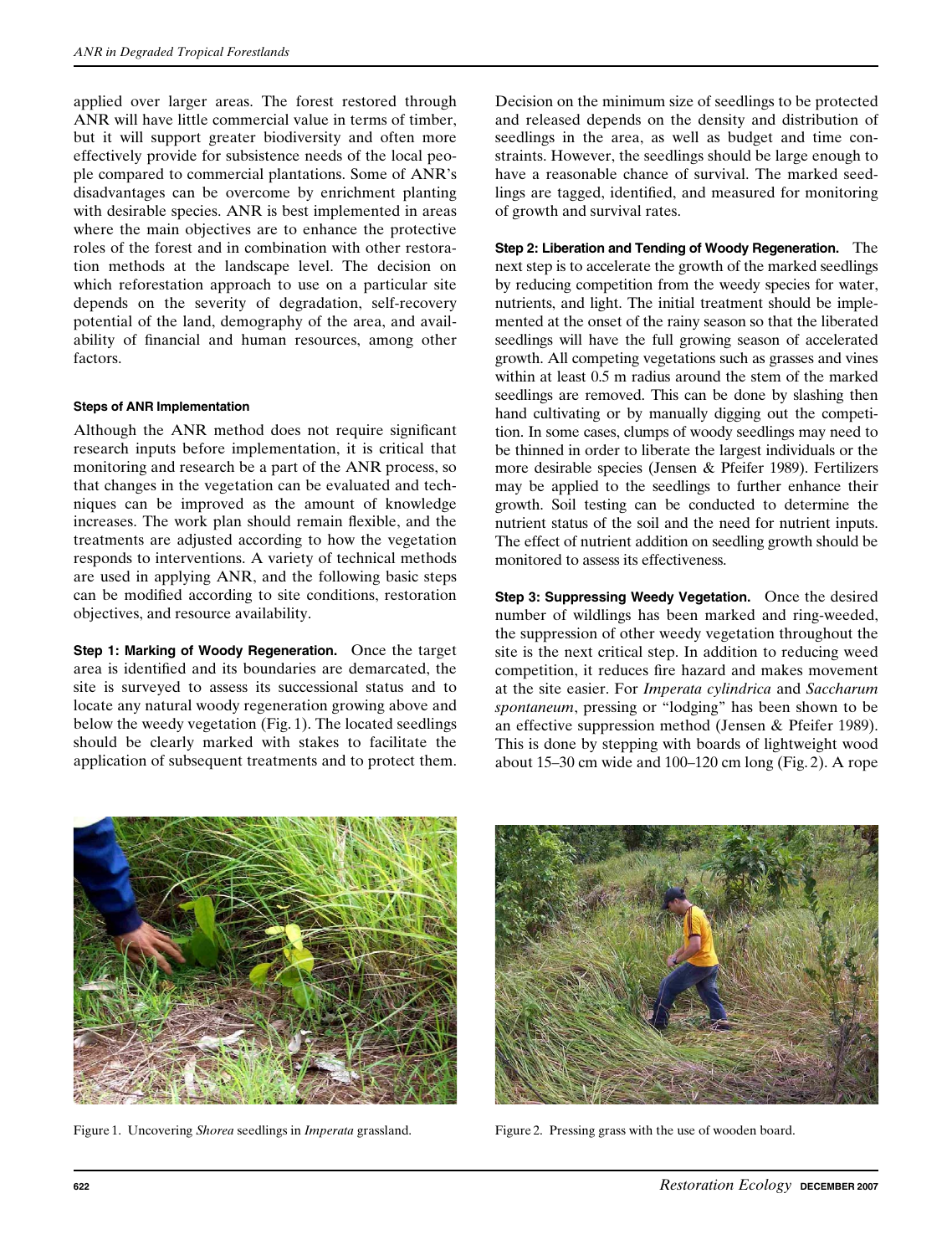applied over larger areas. The forest restored through ANR will have little commercial value in terms of timber, but it will support greater biodiversity and often more effectively provide for subsistence needs of the local people compared to commercial plantations. Some of ANR's disadvantages can be overcome by enrichment planting with desirable species. ANR is best implemented in areas where the main objectives are to enhance the protective roles of the forest and in combination with other restoration methods at the landscape level. The decision on which reforestation approach to use on a particular site depends on the severity of degradation, self-recovery potential of the land, demography of the area, and availability of financial and human resources, among other factors.

#### Steps of ANR Implementation

Although the ANR method does not require significant research inputs before implementation, it is critical that monitoring and research be a part of the ANR process, so that changes in the vegetation can be evaluated and techniques can be improved as the amount of knowledge increases. The work plan should remain flexible, and the treatments are adjusted according to how the vegetation responds to interventions. A variety of technical methods are used in applying ANR, and the following basic steps can be modified according to site conditions, restoration objectives, and resource availability.

**Step 1: Marking of Woody Regeneration.** Once the target area is identified and its boundaries are demarcated, the site is surveyed to assess its successional status and to locate any natural woody regeneration growing above and below the weedy vegetation (Fig. 1). The located seedlings should be clearly marked with stakes to facilitate the application of subsequent treatments and to protect them. Decision on the minimum size of seedlings to be protected and released depends on the density and distribution of seedlings in the area, as well as budget and time constraints. However, the seedlings should be large enough to have a reasonable chance of survival. The marked seedlings are tagged, identified, and measured for monitoring of growth and survival rates.

**Step 2: Liberation and Tending of Woody Regeneration.** The next step is to accelerate the growth of the marked seedlings by reducing competition from the weedy species for water, nutrients, and light. The initial treatment should be implemented at the onset of the rainy season so that the liberated seedlings will have the full growing season of accelerated growth. All competing vegetations such as grasses and vines within at least 0.5 m radius around the stem of the marked seedlings are removed. This can be done by slashing then hand cultivating or by manually digging out the competition. In some cases, clumps of woody seedlings may need to be thinned in order to liberate the largest individuals or the more desirable species (Jensen & Pfeifer 1989). Fertilizers may be applied to the seedlings to further enhance their growth. Soil testing can be conducted to determine the nutrient status of the soil and the need for nutrient inputs. The effect of nutrient addition on seedling growth should be monitored to assess its effectiveness.

**Step 3: Suppressing Weedy Vegetation.** Once the desired number of wildlings has been marked and ring-weeded, the suppression of other weedy vegetation throughout the site is the next critical step. In addition to reducing weed competition, it reduces fire hazard and makes movement at the site easier. For *Imperata cylindrica* and *Saccharum spontaneum*, pressing or "lodging" has been shown to be an effective suppression method (Jensen & Pfeifer 1989). This is done by stepping with boards of lightweight wood about 15–30 cm wide and 100–120 cm long (Fig. 2). A rope

Figure 1. Uncovering *Shorea* seedlings in *Imperata* grassland.

Figure 2. Pressing grass with the use of wooden board.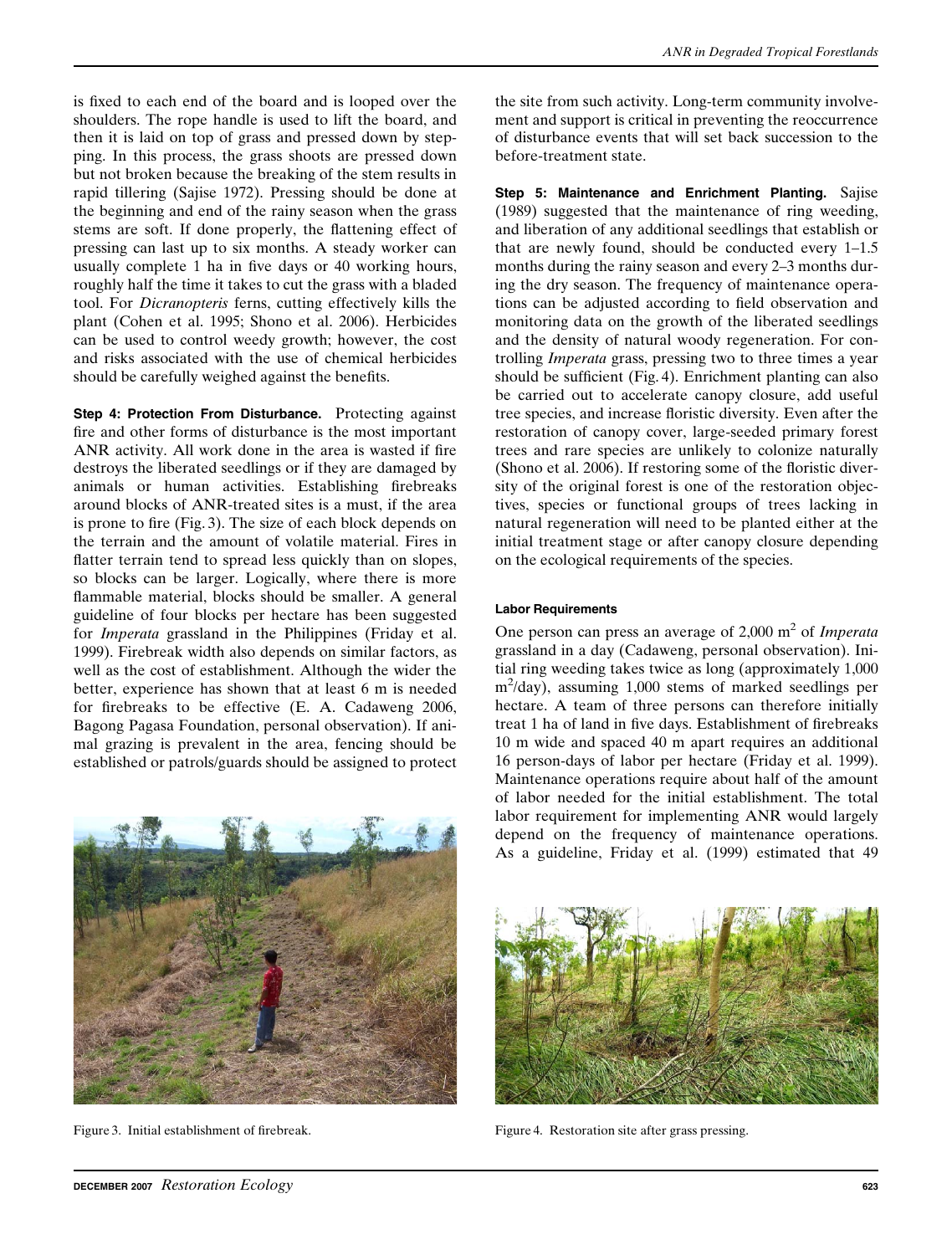is fixed to each end of the board and is looped over the shoulders. The rope handle is used to lift the board, and then it is laid on top of grass and pressed down by stepping. In this process, the grass shoots are pressed down but not broken because the breaking of the stem results in rapid tillering (Sajise 1972). Pressing should be done at the beginning and end of the rainy season when the grass stems are soft. If done properly, the flattening effect of pressing can last up to six months. A steady worker can usually complete 1 ha in five days or 40 working hours, roughly half the time it takes to cut the grass with a bladed tool. For *Dicranopteris* ferns, cutting effectively kills the plant (Cohen et al. 1995; Shono et al. 2006). Herbicides can be used to control weedy growth; however, the cost and risks associated with the use of chemical herbicides should be carefully weighed against the benefits.

**Step 4: Protection From Disturbance.** Protecting against fire and other forms of disturbance is the most important ANR activity. All work done in the area is wasted if fire destroys the liberated seedlings or if they are damaged by animals or human activities. Establishing firebreaks around blocks of ANR-treated sites is a must, if the area is prone to fire (Fig. 3). The size of each block depends on the terrain and the amount of volatile material. Fires in flatter terrain tend to spread less quickly than on slopes, so blocks can be larger. Logically, where there is more flammable material, blocks should be smaller. A general guideline of four blocks per hectare has been suggested for *Imperata* grassland in the Philippines (Friday et al. 1999). Firebreak width also depends on similar factors, as well as the cost of establishment. Although the wider the better, experience has shown that at least 6 m is needed for firebreaks to be effective (E. A. Cadaweng 2006, Bagong Pagasa Foundation, personal observation). If animal grazing is prevalent in the area, fencing should be established or patrols/guards should be assigned to protect the site from such activity. Long-term community involvement and support is critical in preventing the reoccurrence of disturbance events that will set back succession to the before-treatment state.

Figure 3. Initial establishment of firebreak.

**Step 5: Maintenance and Enrichment Planting.** Sajise (1989) suggested that the maintenance of ring weeding, and liberation of any additional seedlings that establish or that are newly found, should be conducted every 1–1.5 months during the rainy season and every 2–3 months during the dry season. The frequency of maintenance operations can be adjusted according to field observation and monitoring data on the growth of the liberated seedlings and the density of natural woody regeneration. For controlling *Imperata* grass, pressing two to three times a year should be sufficient (Fig. 4). Enrichment planting can also be carried out to accelerate canopy closure, add useful tree species, and increase floristic diversity. Even after the restoration of canopy cover, large-seeded primary forest trees and rare species are unlikely to colonize naturally (Shono et al. 2006). If restoring some of the floristic diversity of the original forest is one of the restoration objectives, species or functional groups of trees lacking in natural regeneration will need to be planted either at the initial treatment stage or after canopy closure depending on the ecological requirements of the species.

#### Labor Requirements

One person can press an average of 2,000 $m^2$ of *Imperata* grassland in a day (Cadaweng, personal observation). Initial ring weeding takes twice as long (approximately 1,000 $m^2$/day), assuming 1,000 stems of marked seedlings per hectare. A team of three persons can therefore initially treat 1 ha of land in five days. Establishment of firebreaks 10 m wide and spaced 40 m apart requires an additional 16 person-days of labor per hectare (Friday et al. 1999). Maintenance operations require about half of the amount of labor needed for the initial establishment. The total labor requirement for implementing ANR would largely depend on the frequency of maintenance operations. As a guideline, Friday et al. (1999) estimated that 49

Figure 4. Restoration site after grass pressing.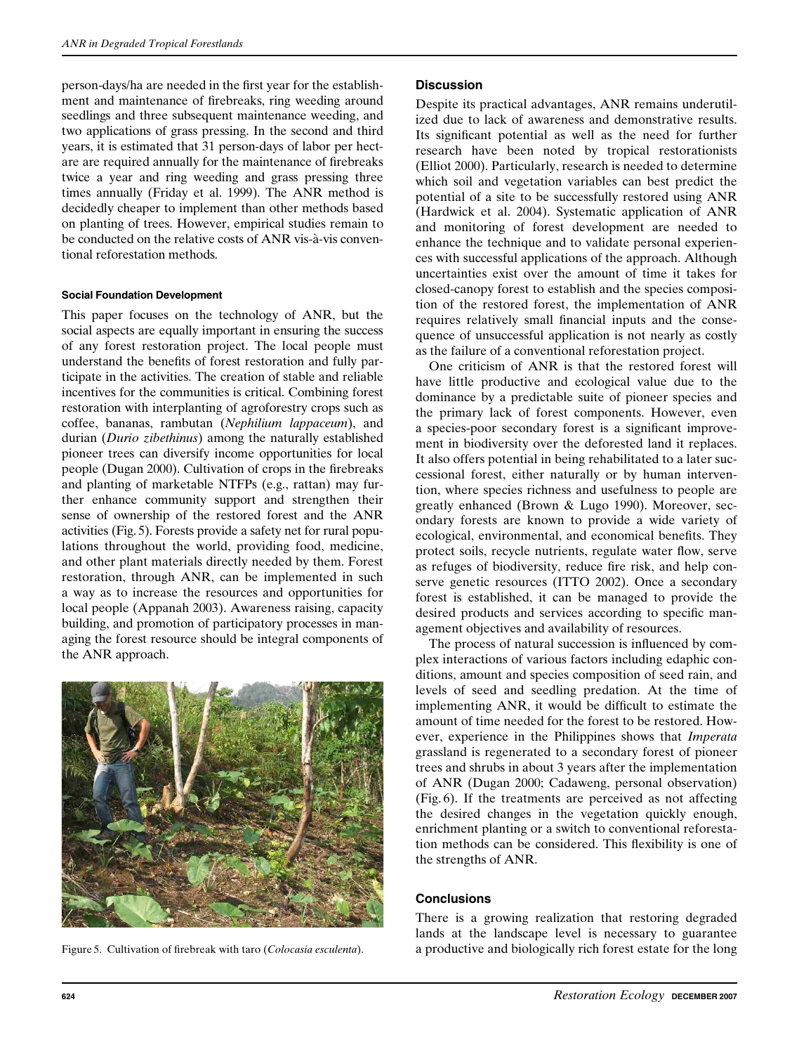person-days/ha are needed in the first year for the establishment and maintenance of firebreaks, ring weeding around seedlings and three subsequent maintenance weeding, and two applications of grass pressing. In the second and third years, it is estimated that 31 person-days of labor per hectare are required annually for the maintenance of firebreaks twice a year and ring weeding and grass pressing three times annually (Friday et al. 1999). The ANR method is decidedly cheaper to implement than other methods based on planting of trees. However, empirical studies remain to be conducted on the relative costs of ANR vis-à-vis conventional reforestation methods.

#### Social Foundation Development

This paper focuses on the technology of ANR, but the social aspects are equally important in ensuring the success of any forest restoration project. The local people must understand the benefits of forest restoration and fully participate in the activities. The creation of stable and reliable incentives for the communities is critical. Combining forest restoration with interplanting of agroforestry crops such as coffee, bananas, rambutan (*Nephilium lappaceum*), and durian (*Durio zibethinus*) among the naturally established pioneer trees can diversify income opportunities for local people (Dugan 2000). Cultivation of crops in the firebreaks and planting of marketable NTFPs (e.g., rattan) may further enhance community support and strengthen their sense of ownership of the restored forest and the ANR activities (Fig. 5). Forests provide a safety net for rural populations throughout the world, providing food, medicine, and other plant materials directly needed by them. Forest restoration, through ANR, can be implemented in such a way as to increase the resources and opportunities for local people (Appanah 2003). Awareness raising, capacity building, and promotion of participatory processes in managing the forest resource should be integral components of the ANR approach.

Figure 5. Cultivation of firebreak with taro (*Colocasia esculenta*).

### Discussion

Despite its practical advantages, ANR remains underutilized due to lack of awareness and demonstrative results. Its significant potential as well as the need for further research have been noted by tropical restorationists (Elliot 2000). Particularly, research is needed to determine which soil and vegetation variables can best predict the potential of a site to be successfully restored using ANR (Hardwick et al. 2004). Systematic application of ANR and monitoring of forest development are needed to enhance the technique and to validate personal experiences with successful applications of the approach. Although uncertainties exist over the amount of time it takes for closed-canopy forest to establish and the species composition of the restored forest, the implementation of ANR requires relatively small financial inputs and the consequence of unsuccessful application is not nearly as costly as the failure of a conventional reforestation project.

One criticism of ANR is that the restored forest will have little productive and ecological value due to the dominance by a predictable suite of pioneer species and the primary lack of forest components. However, even a species-poor secondary forest is a significant improvement in biodiversity over the deforested land it replaces. It also offers potential in being rehabilitated to a later successional forest, either naturally or by human intervention, where species richness and usefulness to people are greatly enhanced (Brown & Lugo 1990). Moreover, secondary forests are known to provide a wide variety of ecological, environmental, and economical benefits. They protect soils, recycle nutrients, regulate water flow, serve as refuges of biodiversity, reduce fire risk, and help conserve genetic resources (ITTO 2002). Once a secondary forest is established, it can be managed to provide the desired products and services according to specific management objectives and availability of resources.

The process of natural succession is influenced by complex interactions of various factors including edaphic conditions, amount and species composition of seed rain, and levels of seed and seedling predation. At the time of implementing ANR, it would be difficult to estimate the amount of time needed for the forest to be restored. However, experience in the Philippines shows that *Imperata* grassland is regenerated to a secondary forest of pioneer trees and shrubs in about 3 years after the implementation of ANR (Dugan 2000; Cadaweng, personal observation) (Fig. 6). If the treatments are perceived as not affecting the desired changes in the vegetation quickly enough, enrichment planting or a switch to conventional reforestation methods can be considered. This flexibility is one of the strengths of ANR.

### Conclusions

There is a growing realization that restoring degraded lands at the landscape level is necessary to guarantee a productive and biologically rich forest estate for the long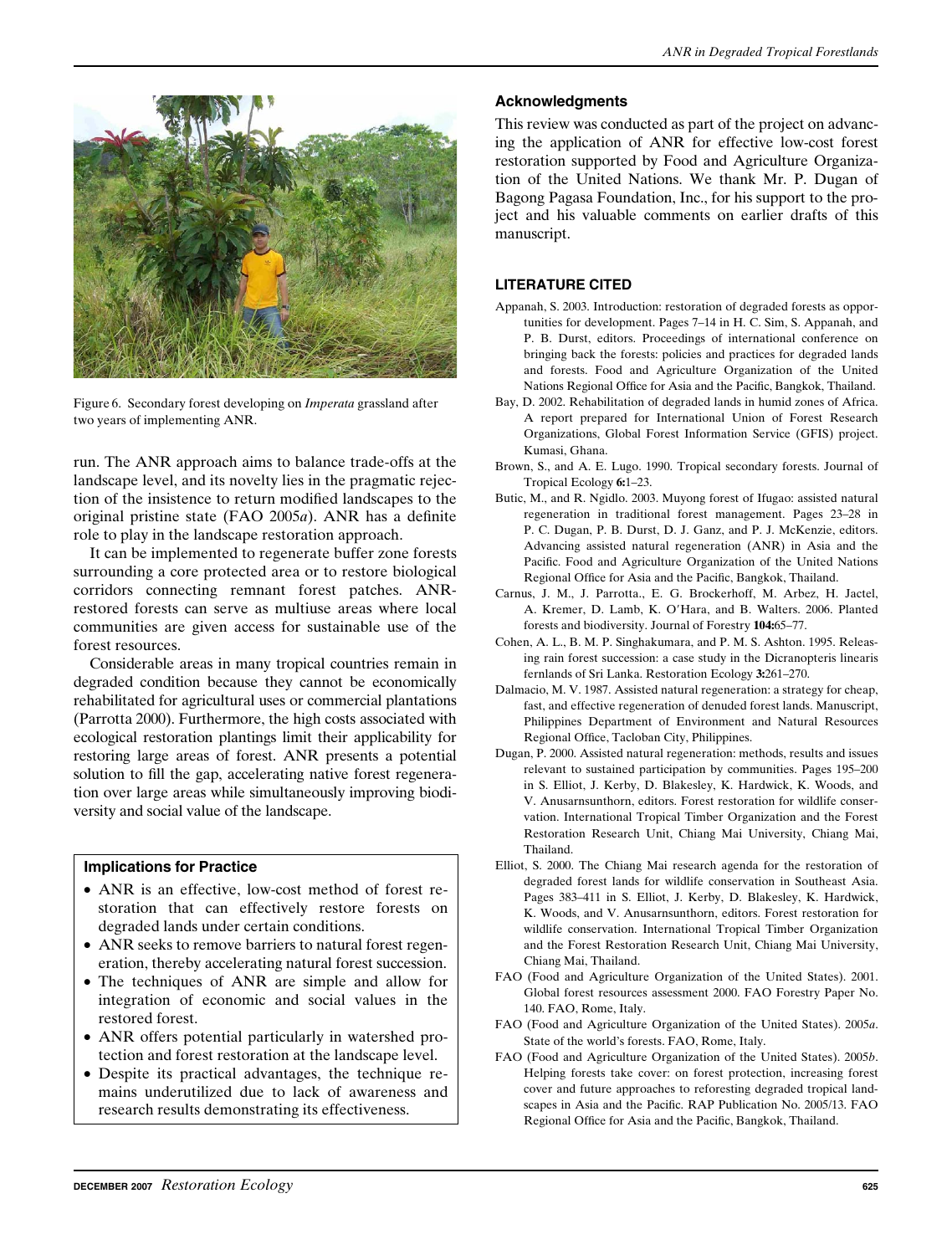Figure 6. Secondary forest developing on *Imperata* grassland after two years of implementing ANR.

run. The ANR approach aims to balance trade-offs at the landscape level, and its novelty lies in the pragmatic rejection of the insistence to return modified landscapes to the original pristine state (FAO 2005*a*). ANR has a definite role to play in the landscape restoration approach.

It can be implemented to regenerate buffer zone forests surrounding a core protected area or to restore biological corridors connecting remnant forest patches. ANR-restored forests can serve as multiuse areas where local communities are given access for sustainable use of the forest resources.

Considerable areas in many tropical countries remain in degraded condition because they cannot be economically rehabilitated for agricultural uses or commercial plantations (Parrotta 2000). Furthermore, the high costs associated with ecological restoration plantings limit their applicability for restoring large areas of forest. ANR presents a potential solution to fill the gap, accelerating native forest regeneration over large areas while simultaneously improving biodiversity and social value of the landscape.

### Implications for Practice

- ANR is an effective, low-cost method of forest restoration that can effectively restore forests on degraded lands under certain conditions.
- ANR seeks to remove barriers to natural forest regeneration, thereby accelerating natural forest succession.
- The techniques of ANR are simple and allow for integration of economic and social values in the restored forest.
- ANR offers potential particularly in watershed protection and forest restoration at the landscape level.
- Despite its practical advantages, the technique remains underutilized due to lack of awareness and research results demonstrating its effectiveness.

## Acknowledgments

This review was conducted as part of the project on advancing the application of ANR for effective low-cost forest restoration supported by Food and Agriculture Organization of the United Nations. We thank Mr. P. Dugan of Bagong Pagasa Foundation, Inc., for his support to the project and his valuable comments on earlier drafts of this manuscript.

## LITERATURE CITED

Appanah, S. 2003. Introduction: restoration of degraded forests as opportunities for development. Pages 7–14 in H. C. Sim, S. Appanah, and P. B. Durst, editors. Proceedings of international conference on bringing back the forests: policies and practices for degraded lands and forests. Food and Agriculture Organization of the United Nations Regional Office for Asia and the Pacific, Bangkok, Thailand.

Bay, D. 2002. Rehabilitation of degraded lands in humid zones of Africa. A report prepared for International Union of Forest Research Organizations, Global Forest Information Service (GFIS) project. Kumasi, Ghana.

Brown, S., and A. E. Lugo. 1990. Tropical secondary forests. Journal of Tropical Ecology **6:**1–23.

Butic, M., and R. Ngidlo. 2003. Muyong forest of Ifugao: assisted natural regeneration in traditional forest management. Pages 23–28 in P. C. Dugan, P. B. Durst, D. J. Ganz, and P. J. McKenzie, editors. Advancing assisted natural regeneration (ANR) in Asia and the Pacific. Food and Agriculture Organization of the United Nations Regional Office for Asia and the Pacific, Bangkok, Thailand.

Carnus, J. M., J. Parrotta., E. G. Brockerhoff, M. Arbez, H. Jactel, A. Kremer, D. Lamb, K. O'Hara, and B. Walters. 2006. Planted forests and biodiversity. Journal of Forestry **104:**65–77.

Cohen, A. L., B. M. P. Singhakumara, and P. M. S. Ashton. 1995. Releasing rain forest succession: a case study in the Dicranopteris linearis fernlands of Sri Lanka. Restoration Ecology **3:**261–270.

Dalmacio, M. V. 1987. Assisted natural regeneration: a strategy for cheap, fast, and effective regeneration of denuded forest lands. Manuscript, Philippines Department of Environment and Natural Resources Regional Office, Tacloban City, Philippines.

Dugan, P. 2000. Assisted natural regeneration: methods, results and issues relevant to sustained participation by communities. Pages 195–200 in S. Elliot, J. Kerby, D. Blakesley, K. Hardwick, K. Woods, and V. Anusarnsunthorn, editors. Forest restoration for wildlife conservation. International Tropical Timber Organization and the Forest Restoration Research Unit, Chiang Mai University, Chiang Mai, Thailand.

Elliot, S. 2000. The Chiang Mai research agenda for the restoration of degraded forest lands for wildlife conservation in Southeast Asia. Pages 383–411 in S. Elliot, J. Kerby, D. Blakesley, K. Hardwick, K. Woods, and V. Anusarnsunthorn, editors. Forest restoration for wildlife conservation. International Tropical Timber Organization and the Forest Restoration Research Unit, Chiang Mai University, Chiang Mai, Thailand.

FAO (Food and Agriculture Organization of the United States). 2001. Global forest resources assessment 2000. FAO Forestry Paper No. 140. FAO, Rome, Italy.

FAO (Food and Agriculture Organization of the United States). 2005*a*. State of the world's forests. FAO, Rome, Italy.

FAO (Food and Agriculture Organization of the United States). 2005*b*. Helping forests take cover: on forest protection, increasing forest cover and future approaches to reforesting degraded tropical landscapes in Asia and the Pacific. RAP Publication No. 2005/13. FAO Regional Office for Asia and the Pacific, Bangkok, Thailand.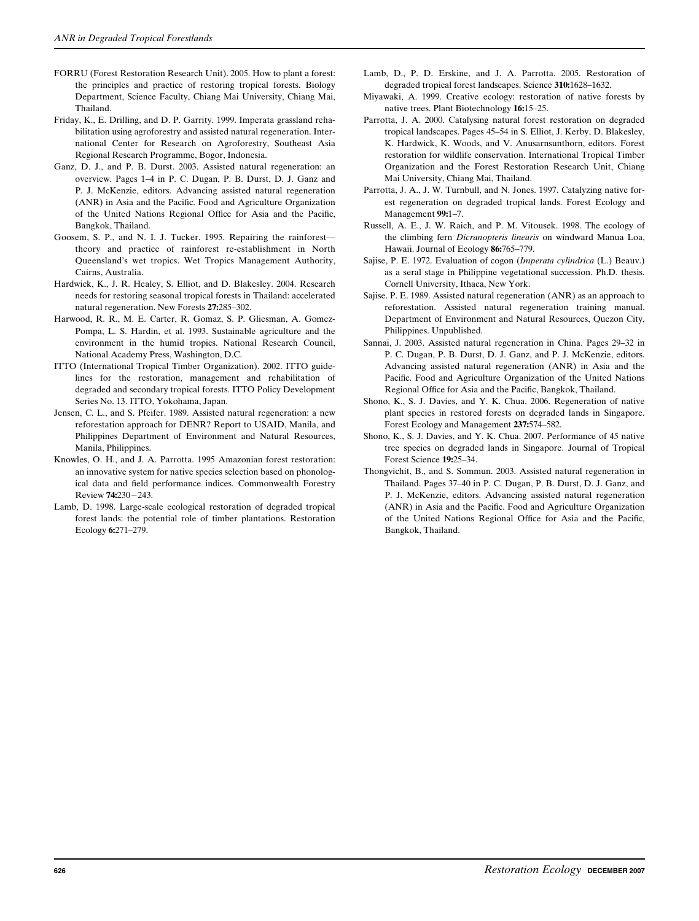FORRU (Forest Restoration Research Unit). 2005. How to plant a forest: the principles and practice of restoring tropical forests. Biology Department, Science Faculty, Chiang Mai University, Chiang Mai, Thailand.

Friday, K., E. Drilling, and D. P. Garrity. 1999. Imperata grassland rehabilitation using agroforestry and assisted natural regeneration. International Center for Research on Agroforestry, Southeast Asia Regional Research Programme, Bogor, Indonesia.

Ganz, D. J., and P. B. Durst. 2003. Assisted natural regeneration: an overview. Pages 1–4 in P. C. Dugan, P. B. Durst, D. J. Ganz and P. J. McKenzie, editors. Advancing assisted natural regeneration (ANR) in Asia and the Pacific. Food and Agriculture Organization of the United Nations Regional Office for Asia and the Pacific, Bangkok, Thailand.

Goosem, S. P., and N. I. J. Tucker. 1995. Repairing the rainforest—theory and practice of rainforest re-establishment in North Queensland's wet tropics. Wet Tropics Management Authority, Cairns, Australia.

Hardwick, K., J. R. Healey, S. Elliot, and D. Blakesley. 2004. Research needs for restoring seasonal tropical forests in Thailand: accelerated natural regeneration. New Forests **27:**285–302.

Harwood, R. R., M. E. Carter, R. Gomaz, S. P. Gliesman, A. Gomez-Pompa, L. S. Hardin, et al. 1993. Sustainable agriculture and the environment in the humid tropics. National Research Council, National Academy Press, Washington, D.C.

ITTO (International Tropical Timber Organization). 2002. ITTO guidelines for the restoration, management and rehabilitation of degraded and secondary tropical forests. ITTO Policy Development Series No. 13. ITTO, Yokohama, Japan.

Jensen, C. L., and S. Pfeifer. 1989. Assisted natural regeneration: a new reforestation approach for DENR? Report to USAID, Manila, and Philippines Department of Environment and Natural Resources, Manila, Philippines.

Knowles, O. H., and J. A. Parrotta. 1995 Amazonian forest restoration: an innovative system for native species selection based on phonological data and field performance indices. Commonwealth Forestry Review **74:**230−243.

Lamb, D. 1998. Large-scale ecological restoration of degraded tropical forest lands: the potential role of timber plantations. Restoration Ecology **6:**271–279.

Lamb, D., P. D. Erskine, and J. A. Parrotta. 2005. Restoration of degraded tropical forest landscapes. Science **310:**1628–1632.

Miyawaki, A. 1999. Creative ecology: restoration of native forests by native trees. Plant Biotechnology **16:**15–25.

Parrotta, J. A. 2000. Catalysing natural forest restoration on degraded tropical landscapes. Pages 45–54 in S. Elliot, J. Kerby, D. Blakesley, K. Hardwick, K. Woods, and V. Anusarnsunthorn, editors. Forest restoration for wildlife conservation. International Tropical Timber Organization and the Forest Restoration Research Unit, Chiang Mai University, Chiang Mai, Thailand.

Parrotta, J. A., J. W. Turnbull, and N. Jones. 1997. Catalyzing native forest regeneration on degraded tropical lands. Forest Ecology and Management **99:**1–7.

Russell, A. E., J. W. Raich, and P. M. Vitousek. 1998. The ecology of the climbing fern *Dicranopteris linearis* on windward Manua Loa, Hawaii. Journal of Ecology **86:**765–779.

Sajise, P. E. 1972. Evaluation of cogon (*Imperata cylindrica* (L.) Beauv.) as a seral stage in Philippine vegetational succession. Ph.D. thesis. Cornell University, Ithaca, New York.

Sajise. P. E. 1989. Assisted natural regeneration (ANR) as an approach to reforestation. Assisted natural regeneration training manual. Department of Environment and Natural Resources, Quezon City, Philippines. Unpublished.

Sannai, J. 2003. Assisted natural regeneration in China. Pages 29–32 in P. C. Dugan, P. B. Durst, D. J. Ganz, and P. J. McKenzie, editors. Advancing assisted natural regeneration (ANR) in Asia and the Pacific. Food and Agriculture Organization of the United Nations Regional Office for Asia and the Pacific, Bangkok, Thailand.

Shono, K., S. J. Davies, and Y. K. Chua. 2006. Regeneration of native plant species in restored forests on degraded lands in Singapore. Forest Ecology and Management **237:**574–582.

Shono, K., S. J. Davies, and Y. K. Chua. 2007. Performance of 45 native tree species on degraded lands in Singapore. Journal of Tropical Forest Science **19:**25–34.

Thongvichit, B., and S. Sommun. 2003. Assisted natural regeneration in Thailand. Pages 37–40 in P. C. Dugan, P. B. Durst, D. J. Ganz, and P. J. McKenzie, editors. Advancing assisted natural regeneration (ANR) in Asia and the Pacific. Food and Agriculture Organization of the United Nations Regional Office for Asia and the Pacific, Bangkok, Thailand.